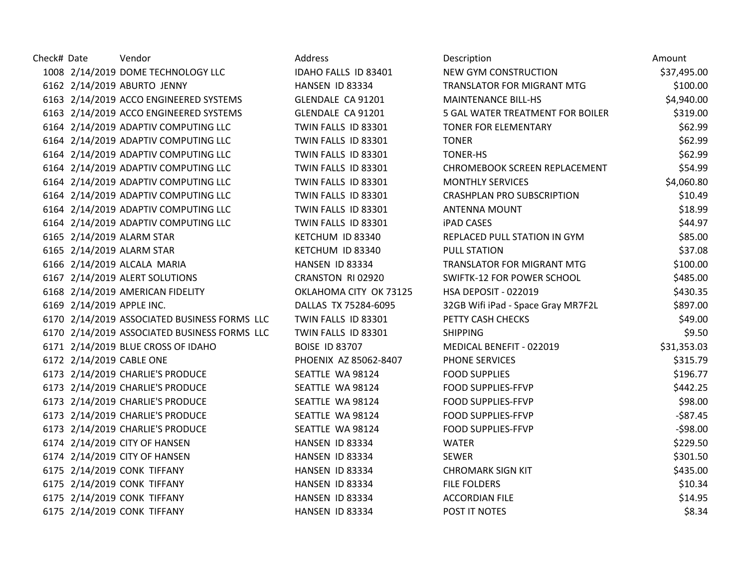| Check# | Date | Vendor | Address | Description | Amount |
|---|---|---|---|---|---|
| 1008 | 2/14/2019 | DOME TECHNOLOGY LLC | IDAHO FALLS ID 83401 | NEW GYM CONSTRUCTION | $37,495.00 |
| 6162 | 2/14/2019 | ABURTO JENNY | HANSEN ID 83334 | TRANSLATOR FOR MIGRANT MTG | $100.00 |
| 6163 | 2/14/2019 | ACCO ENGINEERED SYSTEMS | GLENDALE CA 91201 | MAINTENANCE BILL-HS | $4,940.00 |
| 6163 | 2/14/2019 | ACCO ENGINEERED SYSTEMS | GLENDALE CA 91201 | 5 GAL WATER TREATMENT FOR BOILER | $319.00 |
| 6164 | 2/14/2019 | ADAPTIV COMPUTING LLC | TWIN FALLS ID 83301 | TONER FOR ELEMENTARY | $62.99 |
| 6164 | 2/14/2019 | ADAPTIV COMPUTING LLC | TWIN FALLS ID 83301 | TONER | $62.99 |
| 6164 | 2/14/2019 | ADAPTIV COMPUTING LLC | TWIN FALLS ID 83301 | TONER-HS | $62.99 |
| 6164 | 2/14/2019 | ADAPTIV COMPUTING LLC | TWIN FALLS ID 83301 | CHROMEBOOK SCREEN REPLACEMENT | $54.99 |
| 6164 | 2/14/2019 | ADAPTIV COMPUTING LLC | TWIN FALLS ID 83301 | MONTHLY SERVICES | $4,060.80 |
| 6164 | 2/14/2019 | ADAPTIV COMPUTING LLC | TWIN FALLS ID 83301 | CRASHPLAN PRO SUBSCRIPTION | $10.49 |
| 6164 | 2/14/2019 | ADAPTIV COMPUTING LLC | TWIN FALLS ID 83301 | ANTENNA MOUNT | $18.99 |
| 6164 | 2/14/2019 | ADAPTIV COMPUTING LLC | TWIN FALLS ID 83301 | iPAD CASES | $44.97 |
| 6165 | 2/14/2019 | ALARM STAR | KETCHUM ID 83340 | REPLACED PULL STATION IN GYM | $85.00 |
| 6165 | 2/14/2019 | ALARM STAR | KETCHUM ID 83340 | PULL STATION | $37.08 |
| 6166 | 2/14/2019 | ALCALA MARIA | HANSEN ID 83334 | TRANSLATOR FOR MIGRANT MTG | $100.00 |
| 6167 | 2/14/2019 | ALERT SOLUTIONS | CRANSTON RI 02920 | SWIFTK-12 FOR POWER SCHOOL | $485.00 |
| 6168 | 2/14/2019 | AMERICAN FIDELITY | OKLAHOMA CITY OK 73125 | HSA DEPOSIT - 022019 | $430.35 |
| 6169 | 2/14/2019 | APPLE INC. | DALLAS TX 75284-6095 | 32GB Wifi iPad - Space Gray MR7F2L | $897.00 |
| 6170 | 2/14/2019 | ASSOCIATED BUSINESS FORMS LLC | TWIN FALLS ID 83301 | PETTY CASH CHECKS | $49.00 |
| 6170 | 2/14/2019 | ASSOCIATED BUSINESS FORMS LLC | TWIN FALLS ID 83301 | SHIPPING | $9.50 |
| 6171 | 2/14/2019 | BLUE CROSS OF IDAHO | BOISE ID 83707 | MEDICAL BENEFIT - 022019 | $31,353.03 |
| 6172 | 2/14/2019 | CABLE ONE | PHOENIX AZ 85062-8407 | PHONE SERVICES | $315.79 |
| 6173 | 2/14/2019 | CHARLIE'S PRODUCE | SEATTLE WA 98124 | FOOD SUPPLIES | $196.77 |
| 6173 | 2/14/2019 | CHARLIE'S PRODUCE | SEATTLE WA 98124 | FOOD SUPPLIES-FFVP | $442.25 |
| 6173 | 2/14/2019 | CHARLIE'S PRODUCE | SEATTLE WA 98124 | FOOD SUPPLIES-FFVP | $98.00 |
| 6173 | 2/14/2019 | CHARLIE'S PRODUCE | SEATTLE WA 98124 | FOOD SUPPLIES-FFVP | -$87.45 |
| 6173 | 2/14/2019 | CHARLIE'S PRODUCE | SEATTLE WA 98124 | FOOD SUPPLIES-FFVP | -$98.00 |
| 6174 | 2/14/2019 | CITY OF HANSEN | HANSEN ID 83334 | WATER | $229.50 |
| 6174 | 2/14/2019 | CITY OF HANSEN | HANSEN ID 83334 | SEWER | $301.50 |
| 6175 | 2/14/2019 | CONK TIFFANY | HANSEN ID 83334 | CHROMARK SIGN KIT | $435.00 |
| 6175 | 2/14/2019 | CONK TIFFANY | HANSEN ID 83334 | FILE FOLDERS | $10.34 |
| 6175 | 2/14/2019 | CONK TIFFANY | HANSEN ID 83334 | ACCORDIAN FILE | $14.95 |
| 6175 | 2/14/2019 | CONK TIFFANY | HANSEN ID 83334 | POST IT NOTES | $8.34 |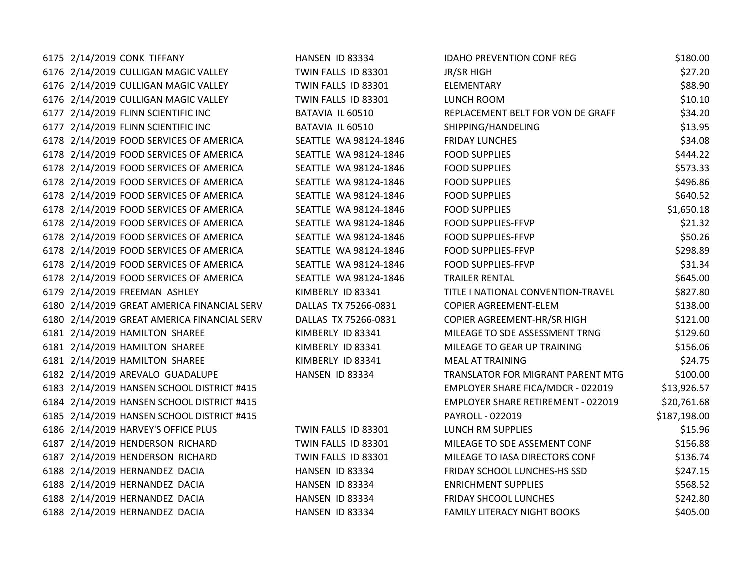| | | | | | |
|---|---|---|---|---|---|
| 6175 | 2/14/2019 | CONK TIFFANY | HANSEN ID 83334 | IDAHO PREVENTION CONF REG | $180.00 |
| 6176 | 2/14/2019 | CULLIGAN MAGIC VALLEY | TWIN FALLS ID 83301 | JR/SR HIGH | $27.20 |
| 6176 | 2/14/2019 | CULLIGAN MAGIC VALLEY | TWIN FALLS ID 83301 | ELEMENTARY | $88.90 |
| 6176 | 2/14/2019 | CULLIGAN MAGIC VALLEY | TWIN FALLS ID 83301 | LUNCH ROOM | $10.10 |
| 6177 | 2/14/2019 | FLINN SCIENTIFIC INC | BATAVIA IL 60510 | REPLACEMENT BELT FOR VON DE GRAFF | $34.20 |
| 6177 | 2/14/2019 | FLINN SCIENTIFIC INC | BATAVIA IL 60510 | SHIPPING/HANDELING | $13.95 |
| 6178 | 2/14/2019 | FOOD SERVICES OF AMERICA | SEATTLE WA 98124-1846 | FRIDAY LUNCHES | $34.08 |
| 6178 | 2/14/2019 | FOOD SERVICES OF AMERICA | SEATTLE WA 98124-1846 | FOOD SUPPLIES | $444.22 |
| 6178 | 2/14/2019 | FOOD SERVICES OF AMERICA | SEATTLE WA 98124-1846 | FOOD SUPPLIES | $573.33 |
| 6178 | 2/14/2019 | FOOD SERVICES OF AMERICA | SEATTLE WA 98124-1846 | FOOD SUPPLIES | $496.86 |
| 6178 | 2/14/2019 | FOOD SERVICES OF AMERICA | SEATTLE WA 98124-1846 | FOOD SUPPLIES | $640.52 |
| 6178 | 2/14/2019 | FOOD SERVICES OF AMERICA | SEATTLE WA 98124-1846 | FOOD SUPPLIES | $1,650.18 |
| 6178 | 2/14/2019 | FOOD SERVICES OF AMERICA | SEATTLE WA 98124-1846 | FOOD SUPPLIES-FFVP | $21.32 |
| 6178 | 2/14/2019 | FOOD SERVICES OF AMERICA | SEATTLE WA 98124-1846 | FOOD SUPPLIES-FFVP | $50.26 |
| 6178 | 2/14/2019 | FOOD SERVICES OF AMERICA | SEATTLE WA 98124-1846 | FOOD SUPPLIES-FFVP | $298.89 |
| 6178 | 2/14/2019 | FOOD SERVICES OF AMERICA | SEATTLE WA 98124-1846 | FOOD SUPPLIES-FFVP | $31.34 |
| 6178 | 2/14/2019 | FOOD SERVICES OF AMERICA | SEATTLE WA 98124-1846 | TRAILER RENTAL | $645.00 |
| 6179 | 2/14/2019 | FREEMAN ASHLEY | KIMBERLY ID 83341 | TITLE I NATIONAL CONVENTION-TRAVEL | $827.80 |
| 6180 | 2/14/2019 | GREAT AMERICA FINANCIAL SERV | DALLAS TX 75266-0831 | COPIER AGREEMENT-ELEM | $138.00 |
| 6180 | 2/14/2019 | GREAT AMERICA FINANCIAL SERV | DALLAS TX 75266-0831 | COPIER AGREEMENT-HR/SR HIGH | $121.00 |
| 6181 | 2/14/2019 | HAMILTON SHAREE | KIMBERLY ID 83341 | MILEAGE TO SDE ASSESSMENT TRNG | $129.60 |
| 6181 | 2/14/2019 | HAMILTON SHAREE | KIMBERLY ID 83341 | MILEAGE TO GEAR UP TRAINING | $156.06 |
| 6181 | 2/14/2019 | HAMILTON SHAREE | KIMBERLY ID 83341 | MEAL AT TRAINING | $24.75 |
| 6182 | 2/14/2019 | AREVALO GUADALUPE | HANSEN ID 83334 | TRANSLATOR FOR MIGRANT PARENT MTG | $100.00 |
| 6183 | 2/14/2019 | HANSEN SCHOOL DISTRICT #415 | | EMPLOYER SHARE FICA/MDCR - 022019 | $13,926.57 |
| 6184 | 2/14/2019 | HANSEN SCHOOL DISTRICT #415 | | EMPLOYER SHARE RETIREMENT - 022019 | $20,761.68 |
| 6185 | 2/14/2019 | HANSEN SCHOOL DISTRICT #415 | | PAYROLL - 022019 | $187,198.00 |
| 6186 | 2/14/2019 | HARVEY'S OFFICE PLUS | TWIN FALLS ID 83301 | LUNCH RM SUPPLIES | $15.96 |
| 6187 | 2/14/2019 | HENDERSON RICHARD | TWIN FALLS ID 83301 | MILEAGE TO SDE ASSEMENT CONF | $156.88 |
| 6187 | 2/14/2019 | HENDERSON RICHARD | TWIN FALLS ID 83301 | MILEAGE TO IASA DIRECTORS CONF | $136.74 |
| 6188 | 2/14/2019 | HERNANDEZ DACIA | HANSEN ID 83334 | FRIDAY SCHOOL LUNCHES-HS SSD | $247.15 |
| 6188 | 2/14/2019 | HERNANDEZ DACIA | HANSEN ID 83334 | ENRICHMENT SUPPLIES | $568.52 |
| 6188 | 2/14/2019 | HERNANDEZ DACIA | HANSEN ID 83334 | FRIDAY SHCOOL LUNCHES | $242.80 |
| 6188 | 2/14/2019 | HERNANDEZ DACIA | HANSEN ID 83334 | FAMILY LITERACY NIGHT BOOKS | $405.00 |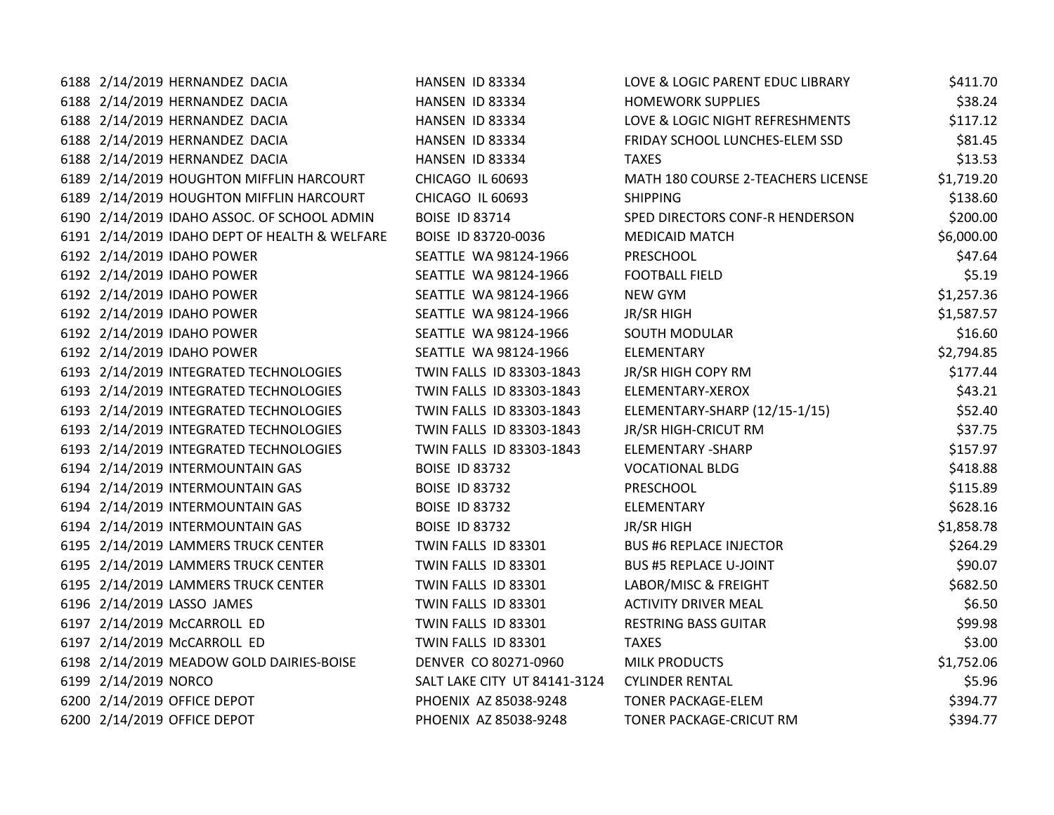| | | | | | |
|---|---|---|---|---|---|
| 6188 | 2/14/2019 | HERNANDEZ DACIA | HANSEN ID 83334 | LOVE & LOGIC PARENT EDUC LIBRARY | $411.70 |
| 6188 | 2/14/2019 | HERNANDEZ DACIA | HANSEN ID 83334 | HOMEWORK SUPPLIES | $38.24 |
| 6188 | 2/14/2019 | HERNANDEZ DACIA | HANSEN ID 83334 | LOVE & LOGIC NIGHT REFRESHMENTS | $117.12 |
| 6188 | 2/14/2019 | HERNANDEZ DACIA | HANSEN ID 83334 | FRIDAY SCHOOL LUNCHES-ELEM SSD | $81.45 |
| 6188 | 2/14/2019 | HERNANDEZ DACIA | HANSEN ID 83334 | TAXES | $13.53 |
| 6189 | 2/14/2019 | HOUGHTON MIFFLIN HARCOURT | CHICAGO IL 60693 | MATH 180 COURSE 2-TEACHERS LICENSE | $1,719.20 |
| 6189 | 2/14/2019 | HOUGHTON MIFFLIN HARCOURT | CHICAGO IL 60693 | SHIPPING | $138.60 |
| 6190 | 2/14/2019 | IDAHO ASSOC. OF SCHOOL ADMIN | BOISE ID 83714 | SPED DIRECTORS CONF-R HENDERSON | $200.00 |
| 6191 | 2/14/2019 | IDAHO DEPT OF HEALTH & WELFARE | BOISE ID 83720-0036 | MEDICAID MATCH | $6,000.00 |
| 6192 | 2/14/2019 | IDAHO POWER | SEATTLE WA 98124-1966 | PRESCHOOL | $47.64 |
| 6192 | 2/14/2019 | IDAHO POWER | SEATTLE WA 98124-1966 | FOOTBALL FIELD | $5.19 |
| 6192 | 2/14/2019 | IDAHO POWER | SEATTLE WA 98124-1966 | NEW GYM | $1,257.36 |
| 6192 | 2/14/2019 | IDAHO POWER | SEATTLE WA 98124-1966 | JR/SR HIGH | $1,587.57 |
| 6192 | 2/14/2019 | IDAHO POWER | SEATTLE WA 98124-1966 | SOUTH MODULAR | $16.60 |
| 6192 | 2/14/2019 | IDAHO POWER | SEATTLE WA 98124-1966 | ELEMENTARY | $2,794.85 |
| 6193 | 2/14/2019 | INTEGRATED TECHNOLOGIES | TWIN FALLS ID 83303-1843 | JR/SR HIGH COPY RM | $177.44 |
| 6193 | 2/14/2019 | INTEGRATED TECHNOLOGIES | TWIN FALLS ID 83303-1843 | ELEMENTARY-XEROX | $43.21 |
| 6193 | 2/14/2019 | INTEGRATED TECHNOLOGIES | TWIN FALLS ID 83303-1843 | ELEMENTARY-SHARP (12/15-1/15) | $52.40 |
| 6193 | 2/14/2019 | INTEGRATED TECHNOLOGIES | TWIN FALLS ID 83303-1843 | JR/SR HIGH-CRICUT RM | $37.75 |
| 6193 | 2/14/2019 | INTEGRATED TECHNOLOGIES | TWIN FALLS ID 83303-1843 | ELEMENTARY -SHARP | $157.97 |
| 6194 | 2/14/2019 | INTERMOUNTAIN GAS | BOISE ID 83732 | VOCATIONAL BLDG | $418.88 |
| 6194 | 2/14/2019 | INTERMOUNTAIN GAS | BOISE ID 83732 | PRESCHOOL | $115.89 |
| 6194 | 2/14/2019 | INTERMOUNTAIN GAS | BOISE ID 83732 | ELEMENTARY | $628.16 |
| 6194 | 2/14/2019 | INTERMOUNTAIN GAS | BOISE ID 83732 | JR/SR HIGH | $1,858.78 |
| 6195 | 2/14/2019 | LAMMERS TRUCK CENTER | TWIN FALLS ID 83301 | BUS #6 REPLACE INJECTOR | $264.29 |
| 6195 | 2/14/2019 | LAMMERS TRUCK CENTER | TWIN FALLS ID 83301 | BUS #5 REPLACE U-JOINT | $90.07 |
| 6195 | 2/14/2019 | LAMMERS TRUCK CENTER | TWIN FALLS ID 83301 | LABOR/MISC & FREIGHT | $682.50 |
| 6196 | 2/14/2019 | LASSO JAMES | TWIN FALLS ID 83301 | ACTIVITY DRIVER MEAL | $6.50 |
| 6197 | 2/14/2019 | McCARROLL ED | TWIN FALLS ID 83301 | RESTRING BASS GUITAR | $99.98 |
| 6197 | 2/14/2019 | McCARROLL ED | TWIN FALLS ID 83301 | TAXES | $3.00 |
| 6198 | 2/14/2019 | MEADOW GOLD DAIRIES-BOISE | DENVER CO 80271-0960 | MILK PRODUCTS | $1,752.06 |
| 6199 | 2/14/2019 | NORCO | SALT LAKE CITY UT 84141-3124 | CYLINDER RENTAL | $5.96 |
| 6200 | 2/14/2019 | OFFICE DEPOT | PHOENIX AZ 85038-9248 | TONER PACKAGE-ELEM | $394.77 |
| 6200 | 2/14/2019 | OFFICE DEPOT | PHOENIX AZ 85038-9248 | TONER PACKAGE-CRICUT RM | $394.77 |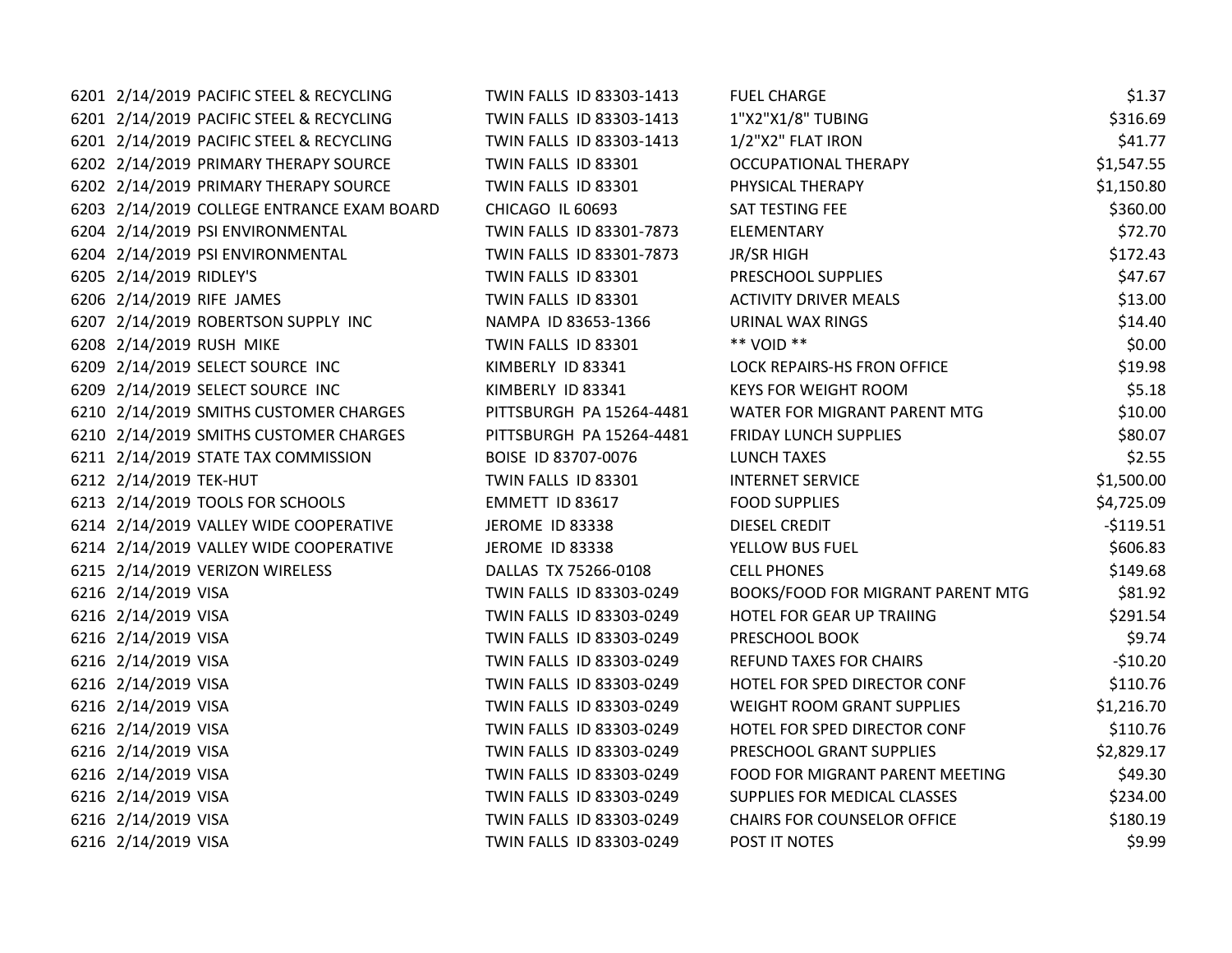| | | | | | |
|---|---|---|---|---|---|
| 6201 | 2/14/2019 | PACIFIC STEEL & RECYCLING | TWIN FALLS ID 83303-1413 | FUEL CHARGE | $1.37 |
| 6201 | 2/14/2019 | PACIFIC STEEL & RECYCLING | TWIN FALLS ID 83303-1413 | 1"X2"X1/8" TUBING | $316.69 |
| 6201 | 2/14/2019 | PACIFIC STEEL & RECYCLING | TWIN FALLS ID 83303-1413 | 1/2"X2" FLAT IRON | $41.77 |
| 6202 | 2/14/2019 | PRIMARY THERAPY SOURCE | TWIN FALLS ID 83301 | OCCUPATIONAL THERAPY | $1,547.55 |
| 6202 | 2/14/2019 | PRIMARY THERAPY SOURCE | TWIN FALLS ID 83301 | PHYSICAL THERAPY | $1,150.80 |
| 6203 | 2/14/2019 | COLLEGE ENTRANCE EXAM BOARD | CHICAGO IL 60693 | SAT TESTING FEE | $360.00 |
| 6204 | 2/14/2019 | PSI ENVIRONMENTAL | TWIN FALLS ID 83301-7873 | ELEMENTARY | $72.70 |
| 6204 | 2/14/2019 | PSI ENVIRONMENTAL | TWIN FALLS ID 83301-7873 | JR/SR HIGH | $172.43 |
| 6205 | 2/14/2019 | RIDLEY'S | TWIN FALLS ID 83301 | PRESCHOOL SUPPLIES | $47.67 |
| 6206 | 2/14/2019 | RIFE JAMES | TWIN FALLS ID 83301 | ACTIVITY DRIVER MEALS | $13.00 |
| 6207 | 2/14/2019 | ROBERTSON SUPPLY INC | NAMPA ID 83653-1366 | URINAL WAX RINGS | $14.40 |
| 6208 | 2/14/2019 | RUSH MIKE | TWIN FALLS ID 83301 | ** VOID ** | $0.00 |
| 6209 | 2/14/2019 | SELECT SOURCE INC | KIMBERLY ID 83341 | LOCK REPAIRS-HS FRON OFFICE | $19.98 |
| 6209 | 2/14/2019 | SELECT SOURCE INC | KIMBERLY ID 83341 | KEYS FOR WEIGHT ROOM | $5.18 |
| 6210 | 2/14/2019 | SMITHS CUSTOMER CHARGES | PITTSBURGH PA 15264-4481 | WATER FOR MIGRANT PARENT MTG | $10.00 |
| 6210 | 2/14/2019 | SMITHS CUSTOMER CHARGES | PITTSBURGH PA 15264-4481 | FRIDAY LUNCH SUPPLIES | $80.07 |
| 6211 | 2/14/2019 | STATE TAX COMMISSION | BOISE ID 83707-0076 | LUNCH TAXES | $2.55 |
| 6212 | 2/14/2019 | TEK-HUT | TWIN FALLS ID 83301 | INTERNET SERVICE | $1,500.00 |
| 6213 | 2/14/2019 | TOOLS FOR SCHOOLS | EMMETT ID 83617 | FOOD SUPPLIES | $4,725.09 |
| 6214 | 2/14/2019 | VALLEY WIDE COOPERATIVE | JEROME ID 83338 | DIESEL CREDIT | -$119.51 |
| 6214 | 2/14/2019 | VALLEY WIDE COOPERATIVE | JEROME ID 83338 | YELLOW BUS FUEL | $606.83 |
| 6215 | 2/14/2019 | VERIZON WIRELESS | DALLAS TX 75266-0108 | CELL PHONES | $149.68 |
| 6216 | 2/14/2019 | VISA | TWIN FALLS ID 83303-0249 | BOOKS/FOOD FOR MIGRANT PARENT MTG | $81.92 |
| 6216 | 2/14/2019 | VISA | TWIN FALLS ID 83303-0249 | HOTEL FOR GEAR UP TRAIING | $291.54 |
| 6216 | 2/14/2019 | VISA | TWIN FALLS ID 83303-0249 | PRESCHOOL BOOK | $9.74 |
| 6216 | 2/14/2019 | VISA | TWIN FALLS ID 83303-0249 | REFUND TAXES FOR CHAIRS | -$10.20 |
| 6216 | 2/14/2019 | VISA | TWIN FALLS ID 83303-0249 | HOTEL FOR SPED DIRECTOR CONF | $110.76 |
| 6216 | 2/14/2019 | VISA | TWIN FALLS ID 83303-0249 | WEIGHT ROOM GRANT SUPPLIES | $1,216.70 |
| 6216 | 2/14/2019 | VISA | TWIN FALLS ID 83303-0249 | HOTEL FOR SPED DIRECTOR CONF | $110.76 |
| 6216 | 2/14/2019 | VISA | TWIN FALLS ID 83303-0249 | PRESCHOOL GRANT SUPPLIES | $2,829.17 |
| 6216 | 2/14/2019 | VISA | TWIN FALLS ID 83303-0249 | FOOD FOR MIGRANT PARENT MEETING | $49.30 |
| 6216 | 2/14/2019 | VISA | TWIN FALLS ID 83303-0249 | SUPPLIES FOR MEDICAL CLASSES | $234.00 |
| 6216 | 2/14/2019 | VISA | TWIN FALLS ID 83303-0249 | CHAIRS FOR COUNSELOR OFFICE | $180.19 |
| 6216 | 2/14/2019 | VISA | TWIN FALLS ID 83303-0249 | POST IT NOTES | $9.99 |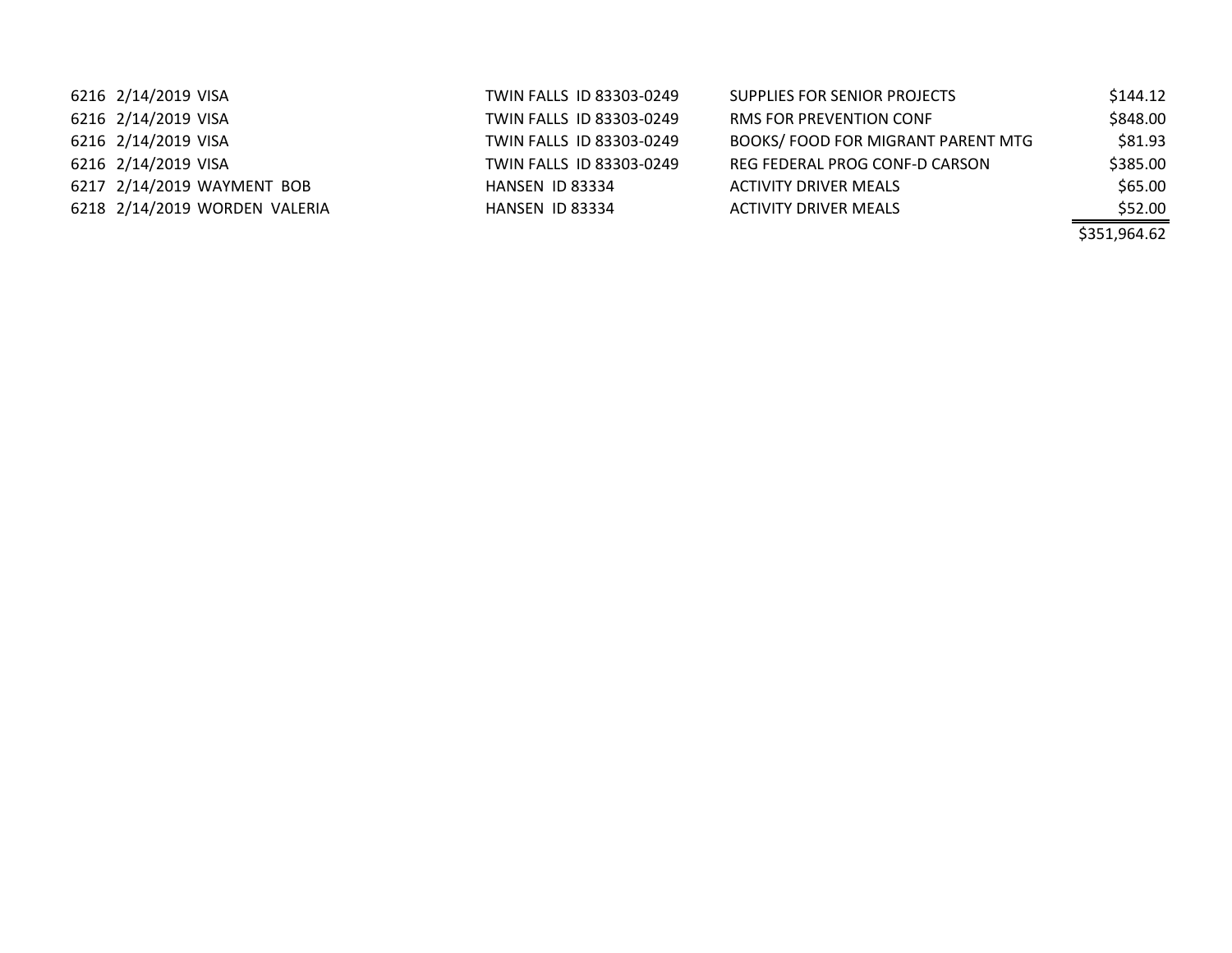| | | | | | |
|---|---|---|---|---|---|
| 6216 | 2/14/2019 | VISA | TWIN FALLS ID 83303-0249 | SUPPLIES FOR SENIOR PROJECTS | $144.12 |
| 6216 | 2/14/2019 | VISA | TWIN FALLS ID 83303-0249 | RMS FOR PREVENTION CONF | $848.00 |
| 6216 | 2/14/2019 | VISA | TWIN FALLS ID 83303-0249 | BOOKS/ FOOD FOR MIGRANT PARENT MTG | $81.93 |
| 6216 | 2/14/2019 | VISA | TWIN FALLS ID 83303-0249 | REG FEDERAL PROG CONF-D CARSON | $385.00 |
| 6217 | 2/14/2019 | WAYMENT BOB | HANSEN ID 83334 | ACTIVITY DRIVER MEALS | $65.00 |
| 6218 | 2/14/2019 | WORDEN VALERIA | HANSEN ID 83334 | ACTIVITY DRIVER MEALS | $52.00 |
| | | | | | $351,964.62 |